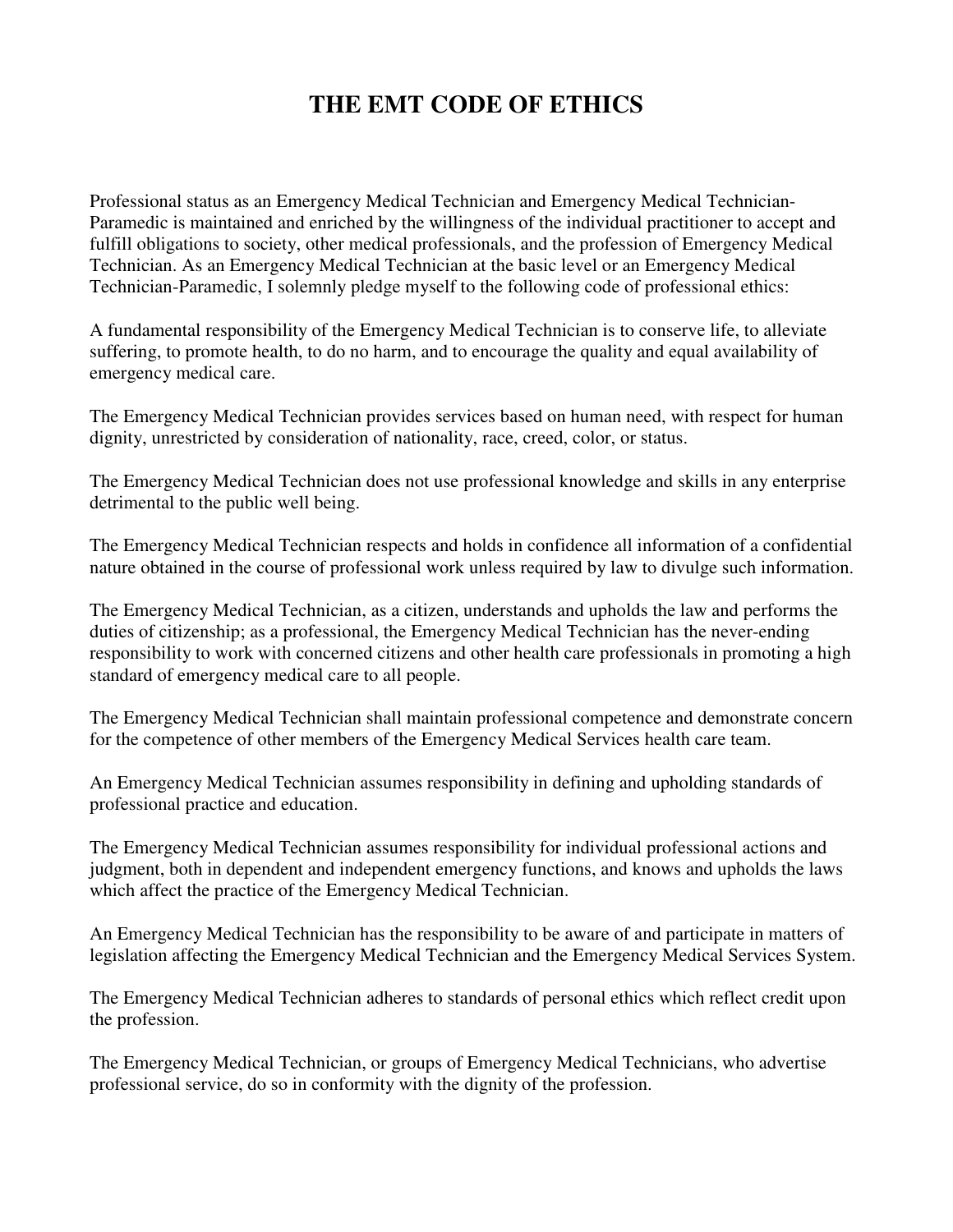# THE EMT CODE OF ETHICS

Professional status as an Emergency Medical Technician and Emergency Medical Technician-Paramedic is maintained and enriched by the willingness of the individual practitioner to accept and fulfill obligations to society, other medical professionals, and the profession of Emergency Medical Technician. As an Emergency Medical Technician at the basic level or an Emergency Medical Technician-Paramedic, I solemnly pledge myself to the following code of professional ethics:

A fundamental responsibility of the Emergency Medical Technician is to conserve life, to alleviate suffering, to promote health, to do no harm, and to encourage the quality and equal availability of emergency medical care.

The Emergency Medical Technician provides services based on human need, with respect for human dignity, unrestricted by consideration of nationality, race, creed, color, or status.

The Emergency Medical Technician does not use professional knowledge and skills in any enterprise detrimental to the public well being.

The Emergency Medical Technician respects and holds in confidence all information of a confidential nature obtained in the course of professional work unless required by law to divulge such information.

The Emergency Medical Technician, as a citizen, understands and upholds the law and performs the duties of citizenship; as a professional, the Emergency Medical Technician has the never-ending responsibility to work with concerned citizens and other health care professionals in promoting a high standard of emergency medical care to all people.

The Emergency Medical Technician shall maintain professional competence and demonstrate concern for the competence of other members of the Emergency Medical Services health care team.

An Emergency Medical Technician assumes responsibility in defining and upholding standards of professional practice and education.

The Emergency Medical Technician assumes responsibility for individual professional actions and judgment, both in dependent and independent emergency functions, and knows and upholds the laws which affect the practice of the Emergency Medical Technician.

An Emergency Medical Technician has the responsibility to be aware of and participate in matters of legislation affecting the Emergency Medical Technician and the Emergency Medical Services System.

The Emergency Medical Technician adheres to standards of personal ethics which reflect credit upon the profession.

The Emergency Medical Technician, or groups of Emergency Medical Technicians, who advertise professional service, do so in conformity with the dignity of the profession.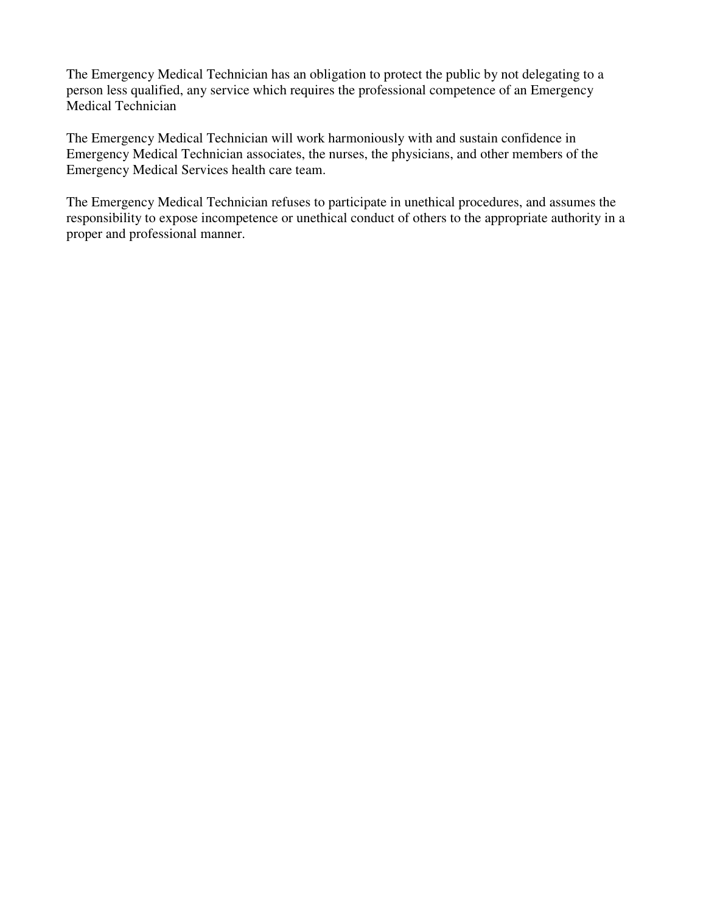The Emergency Medical Technician has an obligation to protect the public by not delegating to a person less qualified, any service which requires the professional competence of an Emergency Medical Technician

The Emergency Medical Technician will work harmoniously with and sustain confidence in Emergency Medical Technician associates, the nurses, the physicians, and other members of the Emergency Medical Services health care team.

The Emergency Medical Technician refuses to participate in unethical procedures, and assumes the responsibility to expose incompetence or unethical conduct of others to the appropriate authority in a proper and professional manner.